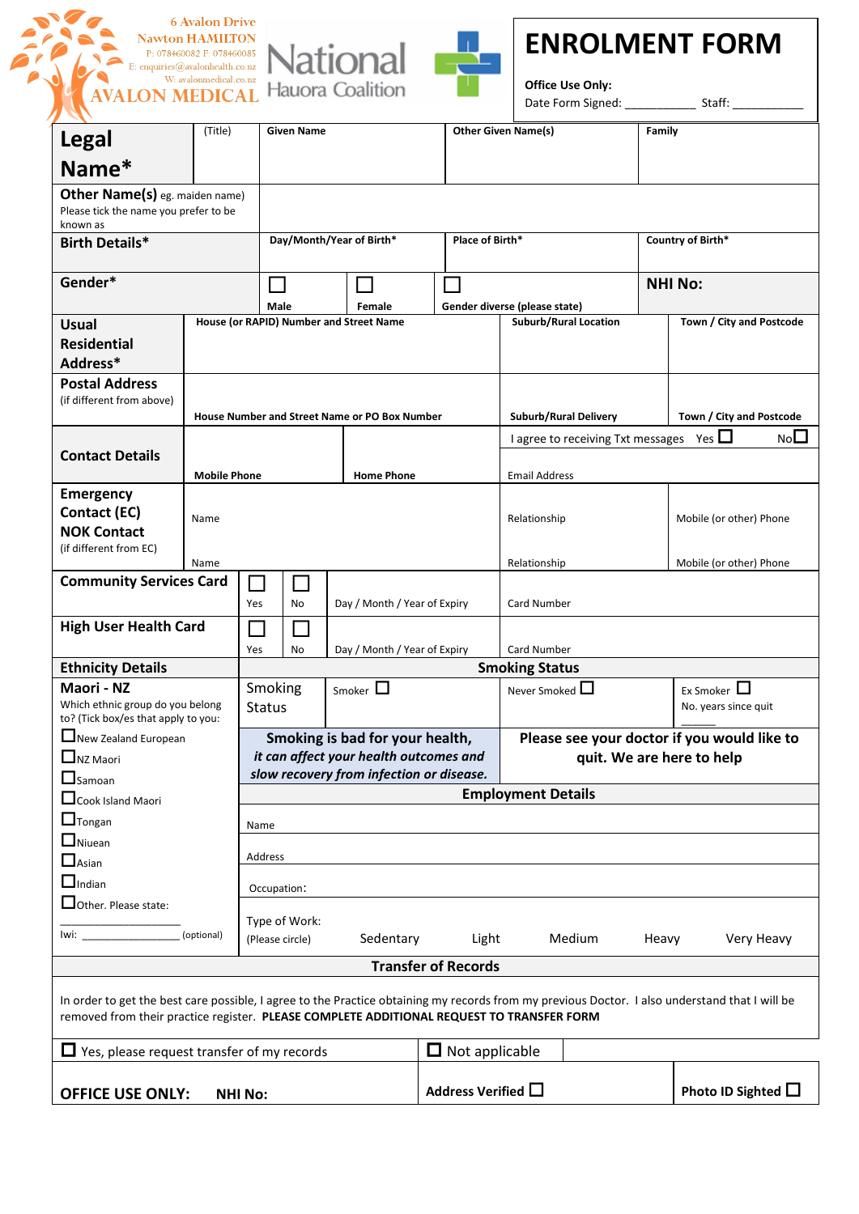6 Avalon Drive
Nawton HAMILTON
P: 078460082 F: 078460085
E: enquiries@avalonhealth.co.nz
W: avalonmedical.co.nz
AVALON MEDICAL

National Hauora Coalition

# ENROLMENT FORM

**Office Use Only:**
Date Form Signed: ___________ Staff: ___________

| **Legal Name*** | (Title) | **Given Name** | **Other Given Name(s)** | **Family** |
|---|---|---|---|---|
| **Other Name(s)** eg. maiden name) Please tick the name you prefer to be known as | | | | |
| **Birth Details*** | | **Day/Month/Year of Birth*** | **Place of Birth*** | **Country of Birth*** |
| **Gender*** | ☐ **Male** | ☐ **Female** | ☐ **Gender diverse (please state)** | **NHI No:** |

| **Usual Residential Address*** | **House (or RAPID) Number and Street Name** | **Suburb/Rural Location** | **Town / City and Postcode** |
|---|---|---|---|
| **Postal Address** (if different from above) | **House Number and Street Name or PO Box Number** | **Suburb/Rural Delivery** | **Town / City and Postcode** |

| **Contact Details** | **Mobile Phone** | **Home Phone** | I agree to receiving Txt messages Yes ☐ No☐ Email Address |
|---|---|---|---|

| **Emergency Contact (EC)** | Name | Relationship | Mobile (or other) Phone |
|---|---|---|---|
| **NOK Contact** (if different from EC) | Name | Relationship | Mobile (or other) Phone |

| | | | | |
|---|---|---|---|---|
| **Community Services Card** | ☐ Yes | ☐ No | Day / Month / Year of Expiry | Card Number |
| **High User Health Card** | ☐ Yes | ☐ No | Day / Month / Year of Expiry | Card Number |

## Ethnicity Details

**Maori - NZ**
Which ethnic group do you belong to? (Tick box/es that apply to you:

- ☐New Zealand European
- ☐NZ Maori
- ☐Samoan
- ☐Cook Island Maori
- ☐Tongan
- ☐Niuean
- ☐Asian
- ☐Indian
- ☐Other. Please state:

_________________

Iwi: _________________ (optional)

## Smoking Status

| Smoking Status | Smoker ☐ | Never Smoked ☐ | Ex Smoker ☐ No. years since quit _____ |
|---|---|---|---|

**Smoking is bad for your health,** ***it can affect your health outcomes and slow recovery from infection or disease.***

**Please see your doctor if you would like to quit. We are here to help**

## Employment Details

Name

Address

Occupation:

Type of Work: (Please circle) Sedentary Light Medium Heavy Very Heavy

## Transfer of Records

In order to get the best care possible, I agree to the Practice obtaining my records from my previous Doctor. I also understand that I will be removed from their practice register. **PLEASE COMPLETE ADDITIONAL REQUEST TO TRANSFER FORM**

☐ Yes, please request transfer of my records ☐ Not applicable

| **OFFICE USE ONLY:** **NHI No:** | **Address Verified** ☐ | **Photo ID Sighted** ☐ |
|---|---|---|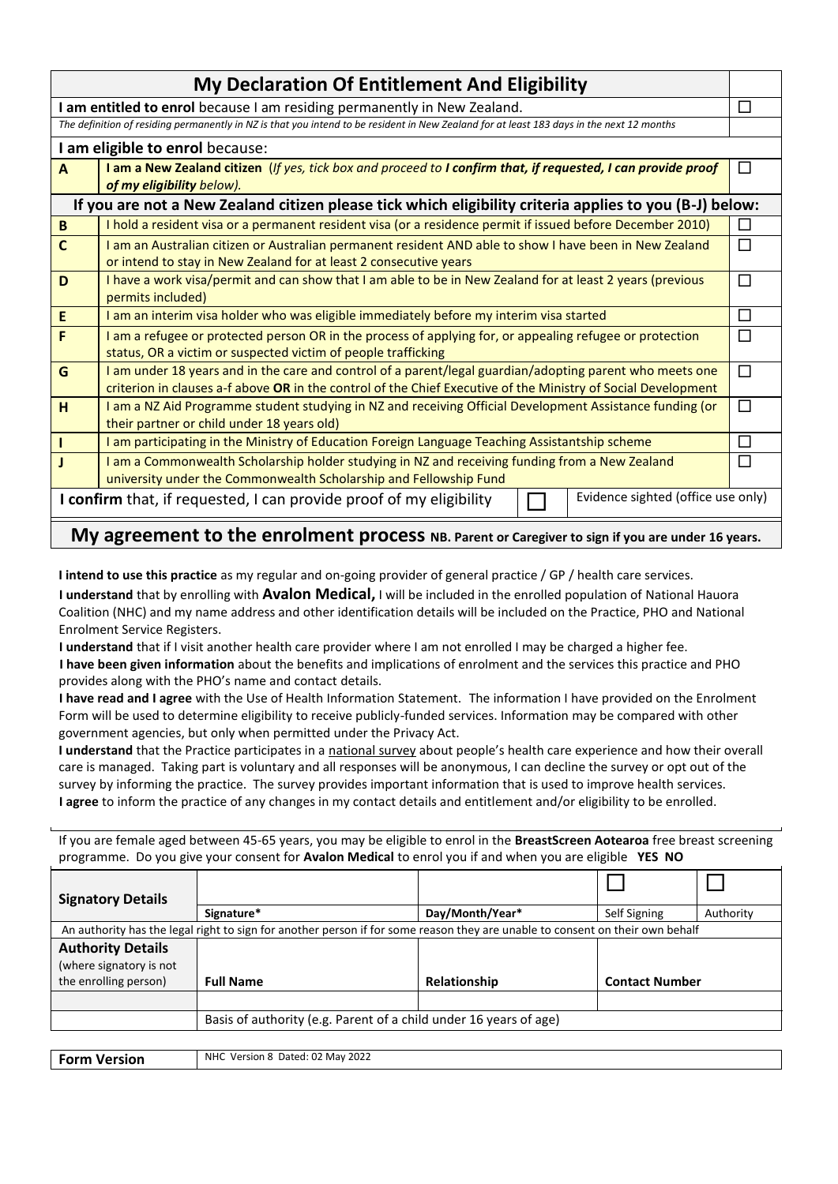| My Declaration Of Entitlement And Eligibility | | ☐ |
|---|---|---|
| **I am entitled to enrol** because I am residing permanently in New Zealand. | | ☐ |
| *The definition of residing permanently in NZ is that you intend to be resident in New Zealand for at least 183 days in the next 12 months* | | |
| **I am eligible to enrol** because: | | |
| **A** | **I am a New Zealand citizen** (*If yes, tick box and proceed to* ***I confirm that, if requested, I can provide proof of my eligibility*** *below).* | ☐ |
| **If you are not a New Zealand citizen please tick which eligibility criteria applies to you (B-J) below:** | | |
| **B** | I hold a resident visa or a permanent resident visa (or a residence permit if issued before December 2010) | ☐ |
| **C** | I am an Australian citizen or Australian permanent resident AND able to show I have been in New Zealand or intend to stay in New Zealand for at least 2 consecutive years | ☐ |
| **D** | I have a work visa/permit and can show that I am able to be in New Zealand for at least 2 years (previous permits included) | ☐ |
| **E** | I am an interim visa holder who was eligible immediately before my interim visa started | ☐ |
| **F** | I am a refugee or protected person OR in the process of applying for, or appealing refugee or protection status, OR a victim or suspected victim of people trafficking | ☐ |
| **G** | I am under 18 years and in the care and control of a parent/legal guardian/adopting parent who meets one criterion in clauses a-f above **OR** in the control of the Chief Executive of the Ministry of Social Development | ☐ |
| **H** | I am a NZ Aid Programme student studying in NZ and receiving Official Development Assistance funding (or their partner or child under 18 years old) | ☐ |
| **I** | I am participating in the Ministry of Education Foreign Language Teaching Assistantship scheme | ☐ |
| **J** | I am a Commonwealth Scholarship holder studying in NZ and receiving funding from a New Zealand university under the Commonwealth Scholarship and Fellowship Fund | ☐ |
| **I confirm** that, if requested, I can provide proof of my eligibility ☐ | Evidence sighted (office use only) | |

## My agreement to the enrolment process **NB. Parent or Caregiver to sign if you are under 16 years.**

**I intend to use this practice** as my regular and on-going provider of general practice / GP / health care services.

**I understand** that by enrolling with **Avalon Medical,** I will be included in the enrolled population of National Hauora Coalition (NHC) and my name address and other identification details will be included on the Practice, PHO and National Enrolment Service Registers.

**I understand** that if I visit another health care provider where I am not enrolled I may be charged a higher fee.

**I have been given information** about the benefits and implications of enrolment and the services this practice and PHO provides along with the PHO's name and contact details.

**I have read and I agree** with the Use of Health Information Statement. The information I have provided on the Enrolment Form will be used to determine eligibility to receive publicly-funded services. Information may be compared with other government agencies, but only when permitted under the Privacy Act.

**I understand** that the Practice participates in a national survey about people's health care experience and how their overall care is managed. Taking part is voluntary and all responses will be anonymous, I can decline the survey or opt out of the survey by informing the practice. The survey provides important information that is used to improve health services.

**I agree** to inform the practice of any changes in my contact details and entitlement and/or eligibility to be enrolled.

If you are female aged between 45-65 years, you may be eligible to enrol in the **BreastScreen Aotearoa** free breast screening programme. Do you give your consent for **Avalon Medical** to enrol you if and when you are eligible **YES NO**

| **Signatory Details** | | | ☐ | ☐ |
|---|---|---|---|---|
| | Signature* | Day/Month/Year* | Self Signing | Authority |
| An authority has the legal right to sign for another person if for some reason they are unable to consent on their own behalf | | | | |
| **Authority Details** (where signatory is not the enrolling person) | **Full Name** | **Relationship** | **Contact Number** | |
| | | | | |
| | Basis of authority (e.g. Parent of a child under 16 years of age) | | | |

| **Form Version** | NHC Version 8 Dated: 02 May 2022 |
|---|---|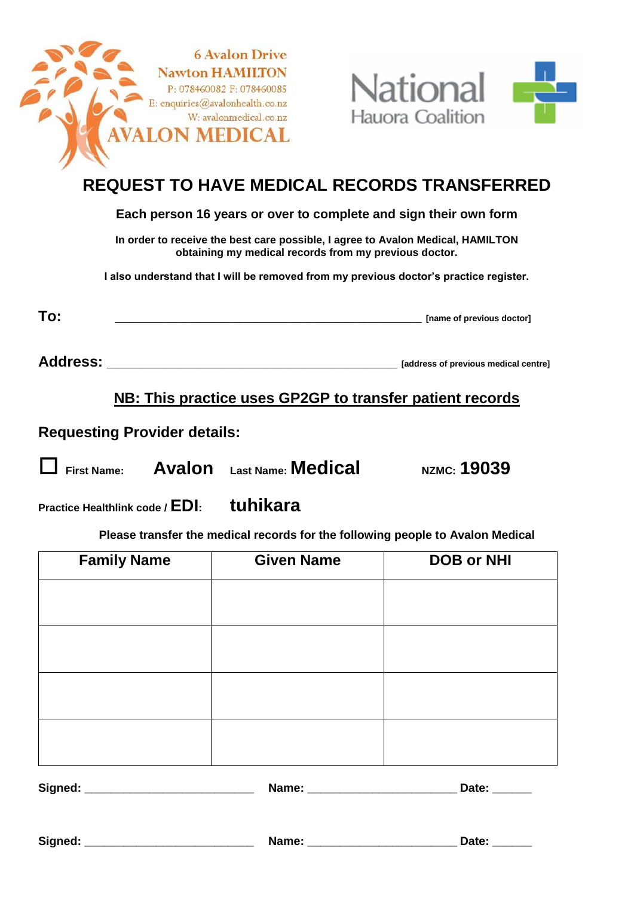6 Avalon Drive
Nawton HAMILTON
P: 078460082 F: 078460085
E: enquiries@avalonhealth.co.nz
W: avalonmedical.co.nz
AVALON MEDICAL

National
Hauora Coalition

# REQUEST TO HAVE MEDICAL RECORDS TRANSFERRED

**Each person 16 years or over to complete and sign their own form**

**In order to receive the best care possible, I agree to Avalon Medical, HAMILTON obtaining my medical records from my previous doctor.**

**I also understand that I will be removed from my previous doctor's practice register.**

**To:** ______________________________________________________ **[name of previous doctor]**

**Address:** __________________________________________________ **[address of previous medical centre]**

**NB: This practice uses GP2GP to transfer patient records**

## Requesting Provider details:

☐ **First Name:** **Avalon** **Last Name:** **Medical** **NZMC:** **19039**

**Practice Healthlink code / EDI:** **tuhikara**

**Please transfer the medical records for the following people to Avalon Medical**

| Family Name | Given Name | DOB or NHI |
|---|---|---|
| | | |
| | | |
| | | |
| | | |

**Signed:** ___________________________ **Name:** _______________________ **Date:** ______

**Signed:** ___________________________ **Name:** _______________________ **Date:** ______